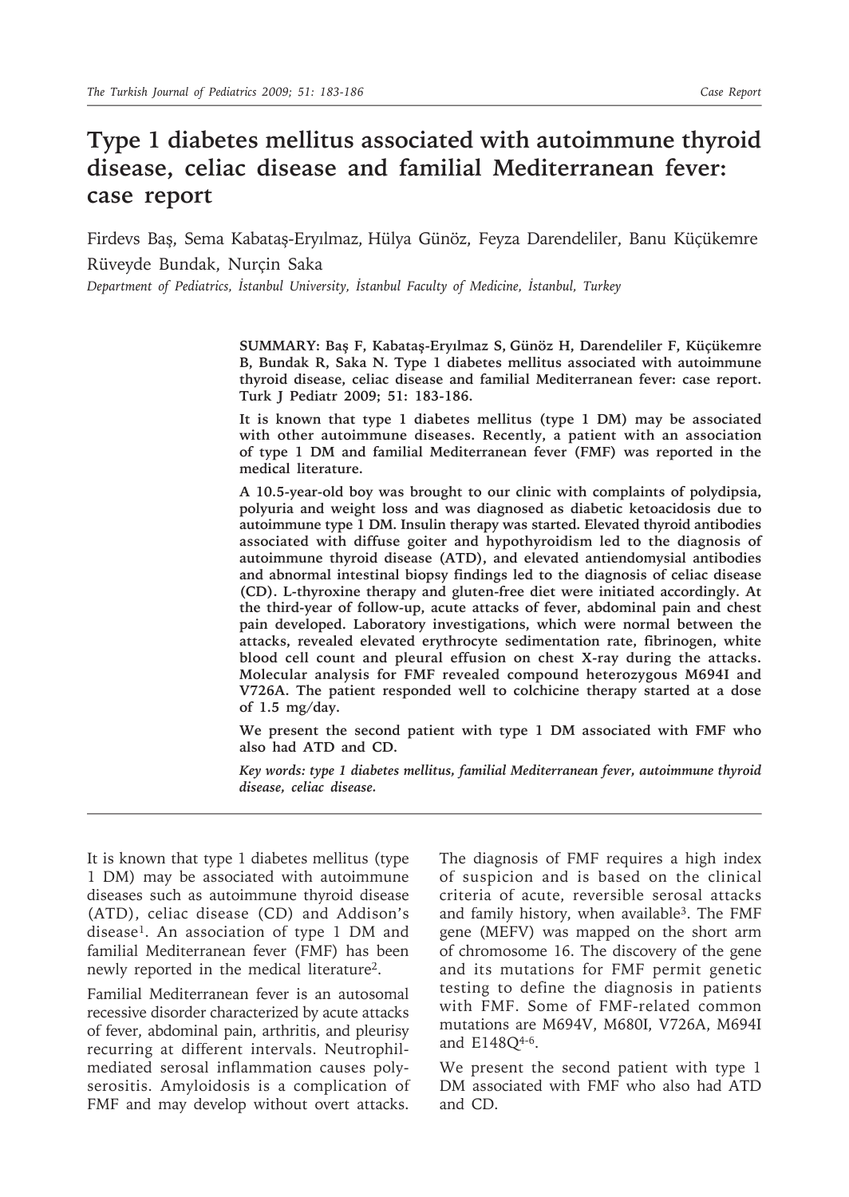# Type 1 diabetes mellitus associated with autoimmune thyroid disease, celiac disease and familial Mediterranean fever: case report

Firdevs Baş, Sema Kabataş-Eryılmaz, Hülya Günöz, Feyza Darendeliler, Banu Küçükemre Rüveyde Bundak, Nurçin Saka

*Department of Pediatrics, İstanbul University, İstanbul Faculty of Medicine, İstanbul, Turkey*

**SUMMARY: Baş F, Kabataş-Eryılmaz S, Günöz H, Darendeliler F, Küçükemre B, Bundak R, Saka N. Type 1 diabetes mellitus associated with autoimmune thyroid disease, celiac disease and familial Mediterranean fever: case report. Turk J Pediatr 2009; 51: 183-186.**

**It is known that type 1 diabetes mellitus (type 1 DM) may be associated with other autoimmune diseases. Recently, a patient with an association of type 1 DM and familial Mediterranean fever (FMF) was reported in the medical literature.**

**A 10.5-year-old boy was brought to our clinic with complaints of polydipsia, polyuria and weight loss and was diagnosed as diabetic ketoacidosis due to autoimmune type 1 DM. Insulin therapy was started. Elevated thyroid antibodies associated with diffuse goiter and hypothyroidism led to the diagnosis of autoimmune thyroid disease (ATD), and elevated antiendomysial antibodies and abnormal intestinal biopsy findings led to the diagnosis of celiac disease (CD). L-thyroxine therapy and gluten-free diet were initiated accordingly. At the third-year of follow-up, acute attacks of fever, abdominal pain and chest pain developed. Laboratory investigations, which were normal between the attacks, revealed elevated erythrocyte sedimentation rate, fibrinogen, white blood cell count and pleural effusion on chest X-ray during the attacks. Molecular analysis for FMF revealed compound heterozygous M694I and V726A. The patient responded well to colchicine therapy started at a dose of 1.5 mg/day.**

**We present the second patient with type 1 DM associated with FMF who also had ATD and CD.**

***Key words: type 1 diabetes mellitus, familial Mediterranean fever, autoimmune thyroid disease, celiac disease.***

It is known that type 1 diabetes mellitus (type 1 DM) may be associated with autoimmune diseases such as autoimmune thyroid disease (ATD), celiac disease (CD) and Addison's disease[1]. An association of type 1 DM and familial Mediterranean fever (FMF) has been newly reported in the medical literature[2].

Familial Mediterranean fever is an autosomal recessive disorder characterized by acute attacks of fever, abdominal pain, arthritis, and pleurisy recurring at different intervals. Neutrophil-mediated serosal inflammation causes polyserositis. Amyloidosis is a complication of FMF and may develop without overt attacks. The diagnosis of FMF requires a high index of suspicion and is based on the clinical criteria of acute, reversible serosal attacks and family history, when available[3]. The FMF gene (MEFV) was mapped on the short arm of chromosome 16. The discovery of the gene and its mutations for FMF permit genetic testing to define the diagnosis in patients with FMF. Some of FMF-related common mutations are M694V, M680I, V726A, M694I and E148Q[4-6].

We present the second patient with type 1 DM associated with FMF who also had ATD and CD.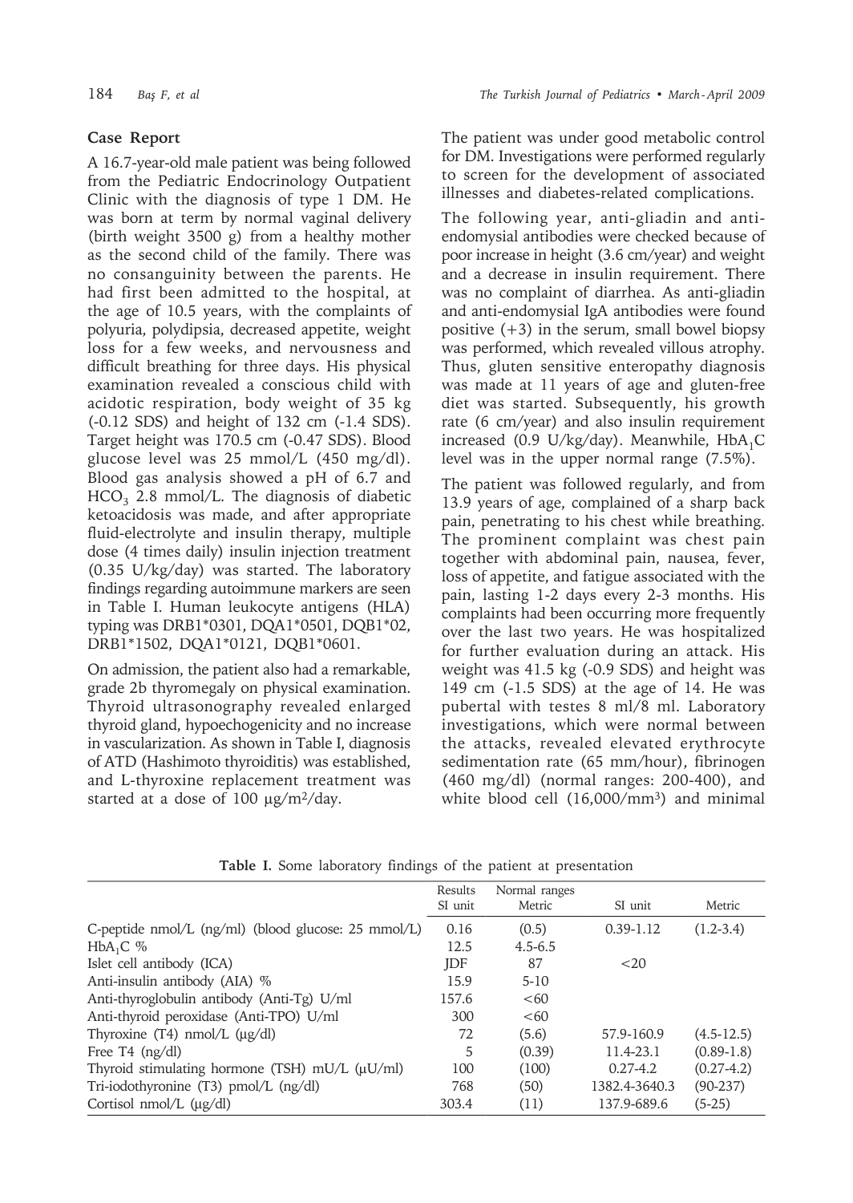## Case Report

A 16.7-year-old male patient was being followed from the Pediatric Endocrinology Outpatient Clinic with the diagnosis of type 1 DM. He was born at term by normal vaginal delivery (birth weight 3500 g) from a healthy mother as the second child of the family. There was no consanguinity between the parents. He had first been admitted to the hospital, at the age of 10.5 years, with the complaints of polyuria, polydipsia, decreased appetite, weight loss for a few weeks, and nervousness and difficult breathing for three days. His physical examination revealed a conscious child with acidotic respiration, body weight of 35 kg (-0.12 SDS) and height of 132 cm (-1.4 SDS). Target height was 170.5 cm (-0.47 SDS). Blood glucose level was 25 mmol/L (450 mg/dl). Blood gas analysis showed a pH of 6.7 and $HCO_3$ 2.8 mmol/L. The diagnosis of diabetic ketoacidosis was made, and after appropriate fluid-electrolyte and insulin therapy, multiple dose (4 times daily) insulin injection treatment (0.35 U/kg/day) was started. The laboratory findings regarding autoimmune markers are seen in Table I. Human leukocyte antigens (HLA) typing was DRB1*0301, DQA1*0501, DQB1*02, DRB1*1502, DQA1*0121, DQB1*0601.

On admission, the patient also had a remarkable, grade 2b thyromegaly on physical examination. Thyroid ultrasonography revealed enlarged thyroid gland, hypoechogenicity and no increase in vascularization. As shown in Table I, diagnosis of ATD (Hashimoto thyroiditis) was established, and L-thyroxine replacement treatment was started at a dose of 100 µg/m²/day.

The patient was under good metabolic control for DM. Investigations were performed regularly to screen for the development of associated illnesses and diabetes-related complications.

The following year, anti-gliadin and anti-endomysial antibodies were checked because of poor increase in height (3.6 cm/year) and weight and a decrease in insulin requirement. There was no complaint of diarrhea. As anti-gliadin and anti-endomysial IgA antibodies were found positive (+3) in the serum, small bowel biopsy was performed, which revealed villous atrophy. Thus, gluten sensitive enteropathy diagnosis was made at 11 years of age and gluten-free diet was started. Subsequently, his growth rate (6 cm/year) and also insulin requirement increased (0.9 U/kg/day). Meanwhile, $HbA_1C$ level was in the upper normal range (7.5%).

The patient was followed regularly, and from 13.9 years of age, complained of a sharp back pain, penetrating to his chest while breathing. The prominent complaint was chest pain together with abdominal pain, nausea, fever, loss of appetite, and fatigue associated with the pain, lasting 1-2 days every 2-3 months. His complaints had been occurring more frequently over the last two years. He was hospitalized for further evaluation during an attack. His weight was 41.5 kg (-0.9 SDS) and height was 149 cm (-1.5 SDS) at the age of 14. He was pubertal with testes 8 ml/8 ml. Laboratory investigations, which were normal between the attacks, revealed elevated erythrocyte sedimentation rate (65 mm/hour), fibrinogen (460 mg/dl) (normal ranges: 200-400), and white blood cell (16,000/mm³) and minimal

**Table I.** Some laboratory findings of the patient at presentation

| | Results SI unit | Metric | Normal ranges SI unit | Metric |
|---|---|---|---|---|
| C-peptide nmol/L (ng/ml) (blood glucose: 25 mmol/L) | 0.16 | (0.5) | 0.39-1.12 | (1.2-3.4) |
| $HbA_1C$ % | 12.5 | 4.5-6.5 | | |
| Islet cell antibody (ICA) | JDF | 87 | <20 | |
| Anti-insulin antibody (AIA) % | 15.9 | 5-10 | | |
| Anti-thyroglobulin antibody (Anti-Tg) U/ml | 157.6 | <60 | | |
| Anti-thyroid peroxidase (Anti-TPO) U/ml | 300 | <60 | | |
| Thyroxine (T4) nmol/L (µg/dl) | 72 | (5.6) | 57.9-160.9 | (4.5-12.5) |
| Free T4 (ng/dl) | 5 | (0.39) | 11.4-23.1 | (0.89-1.8) |
| Thyroid stimulating hormone (TSH) mU/L (µU/ml) | 100 | (100) | 0.27-4.2 | (0.27-4.2) |
| Tri-iodothyronine (T3) pmol/L (ng/dl) | 768 | (50) | 1382.4-3640.3 | (90-237) |
| Cortisol nmol/L (µg/dl) | 303.4 | (11) | 137.9-689.6 | (5-25) |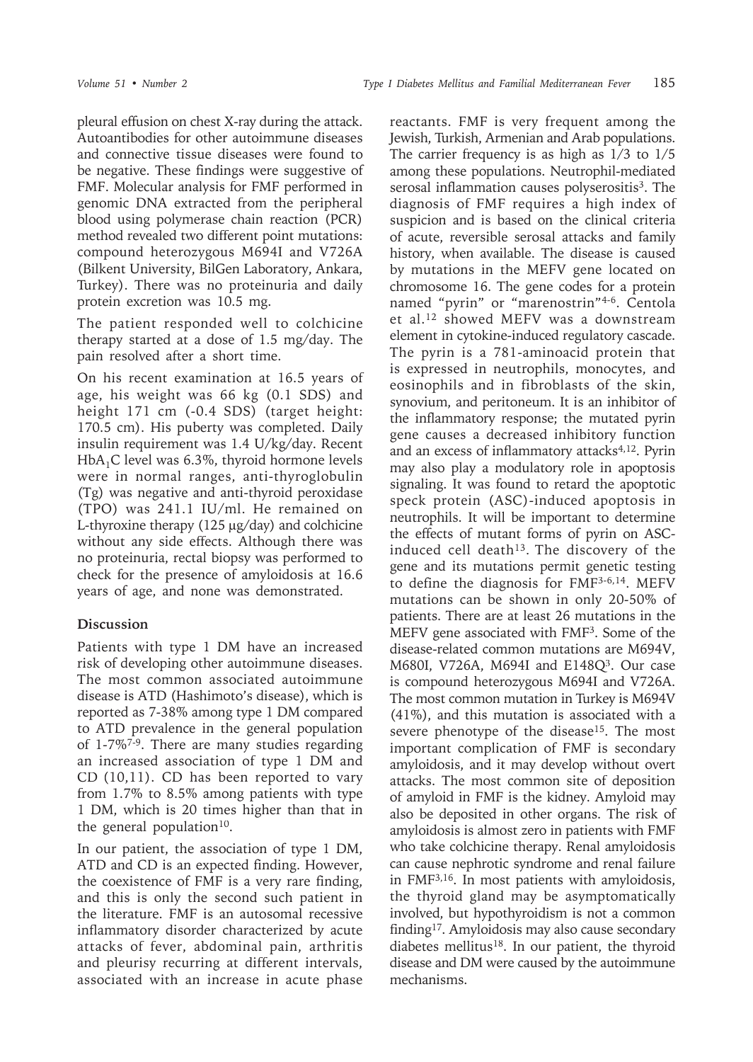pleural effusion on chest X-ray during the attack. Autoantibodies for other autoimmune diseases and connective tissue diseases were found to be negative. These findings were suggestive of FMF. Molecular analysis for FMF performed in genomic DNA extracted from the peripheral blood using polymerase chain reaction (PCR) method revealed two different point mutations: compound heterozygous M694I and V726A (Bilkent University, BilGen Laboratory, Ankara, Turkey). There was no proteinuria and daily protein excretion was 10.5 mg.

The patient responded well to colchicine therapy started at a dose of 1.5 mg/day. The pain resolved after a short time.

On his recent examination at 16.5 years of age, his weight was 66 kg (0.1 SDS) and height 171 cm (-0.4 SDS) (target height: 170.5 cm). His puberty was completed. Daily insulin requirement was 1.4 U/kg/day. Recent $HbA_1C$ level was 6.3%, thyroid hormone levels were in normal ranges, anti-thyroglobulin (Tg) was negative and anti-thyroid peroxidase (TPO) was 241.1 IU/ml. He remained on L-thyroxine therapy (125 μg/day) and colchicine without any side effects. Although there was no proteinuria, rectal biopsy was performed to check for the presence of amyloidosis at 16.6 years of age, and none was demonstrated.

## Discussion

Patients with type 1 DM have an increased risk of developing other autoimmune diseases. The most common associated autoimmune disease is ATD (Hashimoto's disease), which is reported as 7-38% among type 1 DM compared to ATD prevalence in the general population of 1-7%[7-9]. There are many studies regarding an increased association of type 1 DM and CD (10,11). CD has been reported to vary from 1.7% to 8.5% among patients with type 1 DM, which is 20 times higher than that in the general population[10].

In our patient, the association of type 1 DM, ATD and CD is an expected finding. However, the coexistence of FMF is a very rare finding, and this is only the second such patient in the literature. FMF is an autosomal recessive inflammatory disorder characterized by acute attacks of fever, abdominal pain, arthritis and pleurisy recurring at different intervals, associated with an increase in acute phase reactants. FMF is very frequent among the Jewish, Turkish, Armenian and Arab populations. The carrier frequency is as high as 1/3 to 1/5 among these populations. Neutrophil-mediated serosal inflammation causes polyserositis[3]. The diagnosis of FMF requires a high index of suspicion and is based on the clinical criteria of acute, reversible serosal attacks and family history, when available. The disease is caused by mutations in the MEFV gene located on chromosome 16. The gene codes for a protein named "pyrin" or "marenostrin"[4-6]. Centola et al.[12] showed MEFV was a downstream element in cytokine-induced regulatory cascade. The pyrin is a 781-aminoacid protein that is expressed in neutrophils, monocytes, and eosinophils and in fibroblasts of the skin, synovium, and peritoneum. It is an inhibitor of the inflammatory response; the mutated pyrin gene causes a decreased inhibitory function and an excess of inflammatory attacks[4,12]. Pyrin may also play a modulatory role in apoptosis signaling. It was found to retard the apoptotic speck protein (ASC)-induced apoptosis in neutrophils. It will be important to determine the effects of mutant forms of pyrin on ASC-induced cell death[13]. The discovery of the gene and its mutations permit genetic testing to define the diagnosis for FMF[3-6,14]. MEFV mutations can be shown in only 20-50% of patients. There are at least 26 mutations in the MEFV gene associated with FMF[3]. Some of the disease-related common mutations are M694V, M680I, V726A, M694I and E148Q[3]. Our case is compound heterozygous M694I and V726A. The most common mutation in Turkey is M694V (41%), and this mutation is associated with a severe phenotype of the disease[15]. The most important complication of FMF is secondary amyloidosis, and it may develop without overt attacks. The most common site of deposition of amyloid in FMF is the kidney. Amyloid may also be deposited in other organs. The risk of amyloidosis is almost zero in patients with FMF who take colchicine therapy. Renal amyloidosis can cause nephrotic syndrome and renal failure in FMF[3,16]. In most patients with amyloidosis, the thyroid gland may be asymptomatically involved, but hypothyroidism is not a common finding[17]. Amyloidosis may also cause secondary diabetes mellitus[18]. In our patient, the thyroid disease and DM were caused by the autoimmune mechanisms.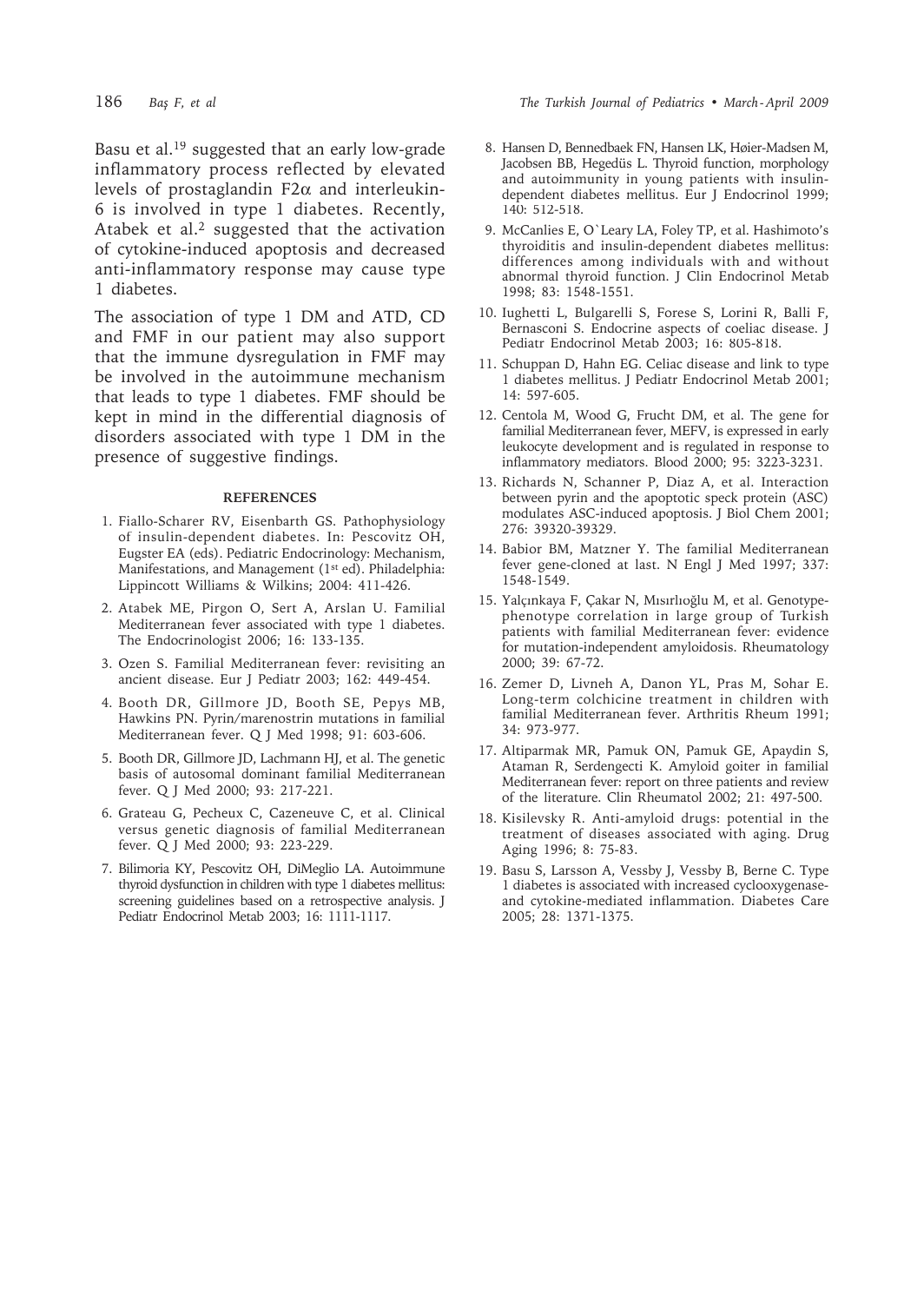Basu et al.[19] suggested that an early low-grade inflammatory process reflected by elevated levels of prostaglandin F2$\alpha$ and interleukin-6 is involved in type 1 diabetes. Recently, Atabek et al.[2] suggested that the activation of cytokine-induced apoptosis and decreased anti-inflammatory response may cause type 1 diabetes.

The association of type 1 DM and ATD, CD and FMF in our patient may also support that the immune dysregulation in FMF may be involved in the autoimmune mechanism that leads to type 1 diabetes. FMF should be kept in mind in the differential diagnosis of disorders associated with type 1 DM in the presence of suggestive findings.

## REFERENCES

1. Fiallo-Scharer RV, Eisenbarth GS. Pathophysiology of insulin-dependent diabetes. In: Pescovitz OH, Eugster EA (eds). Pediatric Endocrinology: Mechanism, Manifestations, and Management (1st ed). Philadelphia: Lippincott Williams & Wilkins; 2004: 411-426.
2. Atabek ME, Pirgon O, Sert A, Arslan U. Familial Mediterranean fever associated with type 1 diabetes. The Endocrinologist 2006; 16: 133-135.
3. Ozen S. Familial Mediterranean fever: revisiting an ancient disease. Eur J Pediatr 2003; 162: 449-454.
4. Booth DR, Gillmore JD, Booth SE, Pepys MB, Hawkins PN. Pyrin/marenostrin mutations in familial Mediterranean fever. Q J Med 1998; 91: 603-606.
5. Booth DR, Gillmore JD, Lachmann HJ, et al. The genetic basis of autosomal dominant familial Mediterranean fever. Q J Med 2000; 93: 217-221.
6. Grateau G, Pecheux C, Cazeneuve C, et al. Clinical versus genetic diagnosis of familial Mediterranean fever. Q J Med 2000; 93: 223-229.
7. Bilimoria KY, Pescovitz OH, DiMeglio LA. Autoimmune thyroid dysfunction in children with type 1 diabetes mellitus: screening guidelines based on a retrospective analysis. J Pediatr Endocrinol Metab 2003; 16: 1111-1117.
8. Hansen D, Bennedbaek FN, Hansen LK, Høier-Madsen M, Jacobsen BB, Hegedüs L. Thyroid function, morphology and autoimmunity in young patients with insulin-dependent diabetes mellitus. Eur J Endocrinol 1999; 140: 512-518.
9. McCanlies E, O`Leary LA, Foley TP, et al. Hashimoto's thyroiditis and insulin-dependent diabetes mellitus: differences among individuals with and without abnormal thyroid function. J Clin Endocrinol Metab 1998; 83: 1548-1551.
10. Iughetti L, Bulgarelli S, Forese S, Lorini R, Balli F, Bernasconi S. Endocrine aspects of coeliac disease. J Pediatr Endocrinol Metab 2003; 16: 805-818.
11. Schuppan D, Hahn EG. Celiac disease and link to type 1 diabetes mellitus. J Pediatr Endocrinol Metab 2001; 14: 597-605.
12. Centola M, Wood G, Frucht DM, et al. The gene for familial Mediterranean fever, MEFV, is expressed in early leukocyte development and is regulated in response to inflammatory mediators. Blood 2000; 95: 3223-3231.
13. Richards N, Schanner P, Diaz A, et al. Interaction between pyrin and the apoptotic speck protein (ASC) modulates ASC-induced apoptosis. J Biol Chem 2001; 276: 39320-39329.
14. Babior BM, Matzner Y. The familial Mediterranean fever gene-cloned at last. N Engl J Med 1997; 337: 1548-1549.
15. Yalçınkaya F, Çakar N, Mısırlıoğlu M, et al. Genotype-phenotype correlation in large group of Turkish patients with familial Mediterranean fever: evidence for mutation-independent amyloidosis. Rheumatology 2000; 39: 67-72.
16. Zemer D, Livneh A, Danon YL, Pras M, Sohar E. Long-term colchicine treatment in children with familial Mediterranean fever. Arthritis Rheum 1991; 34: 973-977.
17. Altiparmak MR, Pamuk ON, Pamuk GE, Apaydin S, Ataman R, Serdengecti K. Amyloid goiter in familial Mediterranean fever: report on three patients and review of the literature. Clin Rheumatol 2002; 21: 497-500.
18. Kisilevsky R. Anti-amyloid drugs: potential in the treatment of diseases associated with aging. Drug Aging 1996; 8: 75-83.
19. Basu S, Larsson A, Vessby J, Vessby B, Berne C. Type 1 diabetes is associated with increased cyclooxygenase- and cytokine-mediated inflammation. Diabetes Care 2005; 28: 1371-1375.